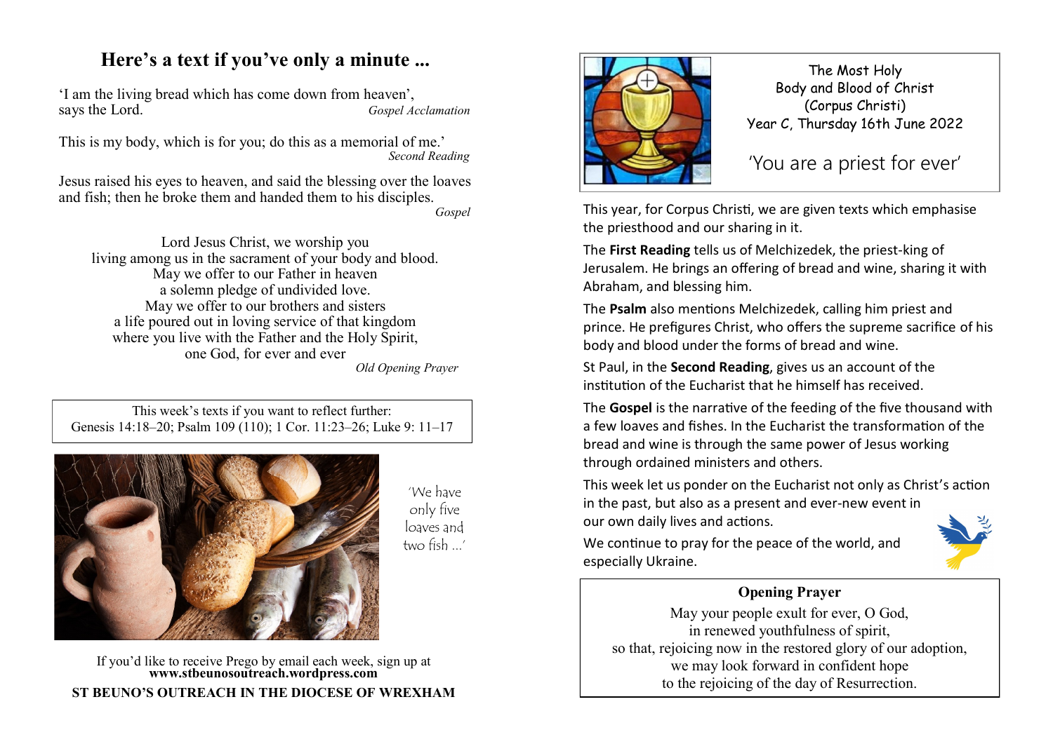# Here's a text if you've only a minute ...

'I am the living bread which has come down from heaven', says the Lord. *Gospel Acclamation*

This is my body, which is for you; do this as a memorial of me.' *Second Reading*

Jesus raised his eyes to heaven, and said the blessing over the loaves and fish; then he broke them and handed them to his disciples. *Gospel*

Lord Jesus Christ, we worship you
living among us in the sacrament of your body and blood.
May we offer to our Father in heaven
a solemn pledge of undivided love.
May we offer to our brothers and sisters
a life poured out in loving service of that kingdom
where you live with the Father and the Holy Spirit,
one God, for ever and ever

*Old Opening Prayer*

This week's texts if you want to reflect further:
Genesis 14:18–20; Psalm 109 (110); 1 Cor. 11:23–26; Luke 9: 11–17

'We have only five loaves and two fish ...'

If you'd like to receive Prego by email each week, sign up at **www.stbeunosoutreach.wordpress.com**

**ST BEUNO'S OUTREACH IN THE DIOCESE OF WREXHAM**

The Most Holy
Body and Blood of Christ
(Corpus Christi)
Year C, Thursday 16th June 2022

## 'You are a priest for ever'

This year, for Corpus Christi, we are given texts which emphasise the priesthood and our sharing in it.

The **First Reading** tells us of Melchizedek, the priest-king of Jerusalem. He brings an offering of bread and wine, sharing it with Abraham, and blessing him.

The **Psalm** also mentions Melchizedek, calling him priest and prince. He prefigures Christ, who offers the supreme sacrifice of his body and blood under the forms of bread and wine.

St Paul, in the **Second Reading**, gives us an account of the institution of the Eucharist that he himself has received.

The **Gospel** is the narrative of the feeding of the five thousand with a few loaves and fishes. In the Eucharist the transformation of the bread and wine is through the same power of Jesus working through ordained ministers and others.

This week let us ponder on the Eucharist not only as Christ's action in the past, but also as a present and ever-new event in our own daily lives and actions.

We continue to pray for the peace of the world, and especially Ukraine.

**Opening Prayer**

May your people exult for ever, O God,
in renewed youthfulness of spirit,
so that, rejoicing now in the restored glory of our adoption,
we may look forward in confident hope
to the rejoicing of the day of Resurrection.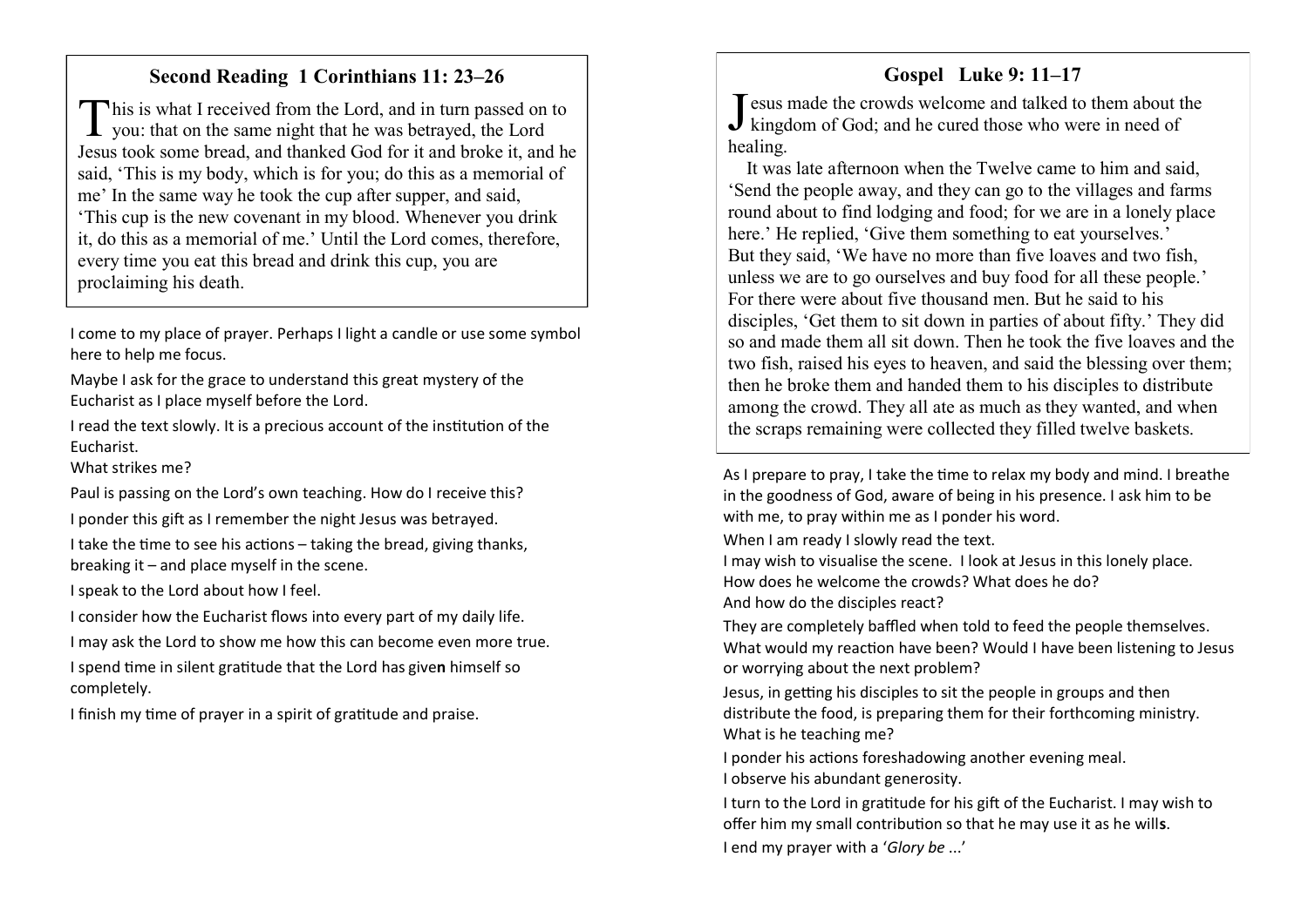## Second Reading 1 Corinthians 11: 23–26

This is what I received from the Lord, and in turn passed on to you: that on the same night that he was betrayed, the Lord Jesus took some bread, and thanked God for it and broke it, and he said, 'This is my body, which is for you; do this as a memorial of me' In the same way he took the cup after supper, and said, 'This cup is the new covenant in my blood. Whenever you drink it, do this as a memorial of me.' Until the Lord comes, therefore, every time you eat this bread and drink this cup, you are proclaiming his death.

I come to my place of prayer. Perhaps I light a candle or use some symbol here to help me focus.

Maybe I ask for the grace to understand this great mystery of the Eucharist as I place myself before the Lord.

I read the text slowly. It is a precious account of the institution of the Eucharist.

What strikes me?

Paul is passing on the Lord's own teaching. How do I receive this?

I ponder this gift as I remember the night Jesus was betrayed.

I take the time to see his actions – taking the bread, giving thanks, breaking it – and place myself in the scene.

I speak to the Lord about how I feel.

I consider how the Eucharist flows into every part of my daily life.

I may ask the Lord to show me how this can become even more true.

I spend time in silent gratitude that the Lord has give**n** himself so completely.

I finish my time of prayer in a spirit of gratitude and praise.

## Gospel Luke 9: 11–17

Jesus made the crowds welcome and talked to them about the kingdom of God; and he cured those who were in need of healing.

It was late afternoon when the Twelve came to him and said, 'Send the people away, and they can go to the villages and farms round about to find lodging and food; for we are in a lonely place here.' He replied, 'Give them something to eat yourselves.' But they said, 'We have no more than five loaves and two fish, unless we are to go ourselves and buy food for all these people.' For there were about five thousand men. But he said to his disciples, 'Get them to sit down in parties of about fifty.' They did so and made them all sit down. Then he took the five loaves and the two fish, raised his eyes to heaven, and said the blessing over them; then he broke them and handed them to his disciples to distribute among the crowd. They all ate as much as they wanted, and when the scraps remaining were collected they filled twelve baskets.

As I prepare to pray, I take the time to relax my body and mind. I breathe in the goodness of God, aware of being in his presence. I ask him to be with me, to pray within me as I ponder his word.

When I am ready I slowly read the text.

I may wish to visualise the scene. I look at Jesus in this lonely place.

How does he welcome the crowds? What does he do?

And how do the disciples react?

They are completely baffled when told to feed the people themselves. What would my reaction have been? Would I have been listening to Jesus or worrying about the next problem?

Jesus, in getting his disciples to sit the people in groups and then distribute the food, is preparing them for their forthcoming ministry. What is he teaching me?

I ponder his actions foreshadowing another evening meal.

I observe his abundant generosity.

I turn to the Lord in gratitude for his gift of the Eucharist. I may wish to offer him my small contribution so that he may use it as he will**s**.

I end my prayer with a '*Glory be* ...'